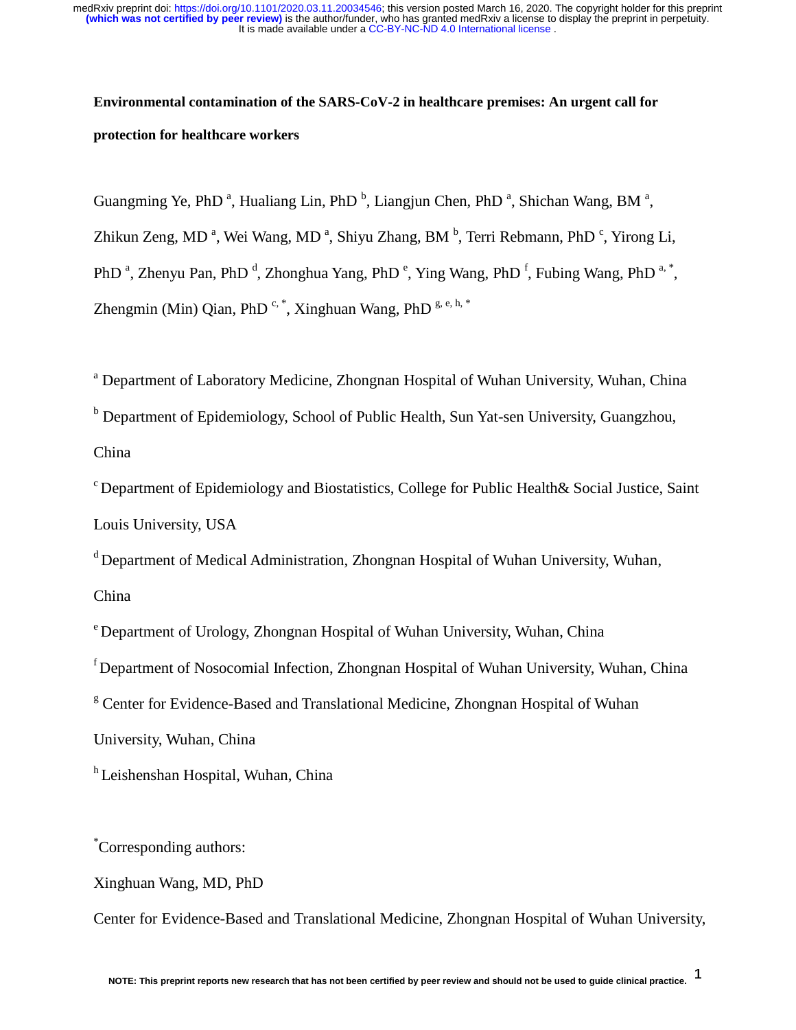**Environmental contamination of the SARS-CoV-2 in healthcare premises: An urgent call for protection for healthcare workers**

Guangming Ye, PhD [a], Hualiang Lin, PhD [b], Liangjun Chen, PhD [a], Shichan Wang, BM [a], Zhikun Zeng, MD [a], Wei Wang, MD [a], Shiyu Zhang, BM [b], Terri Rebmann, PhD [c], Yirong Li, PhD [a], Zhenyu Pan, PhD [d], Zhonghua Yang, PhD [e], Ying Wang, PhD [f], Fubing Wang, PhD [a, *], Zhengmin (Min) Qian, PhD [c, *], Xinghuan Wang, PhD [g, e, h, *]

[a] Department of Laboratory Medicine, Zhongnan Hospital of Wuhan University, Wuhan, China

[b] Department of Epidemiology, School of Public Health, Sun Yat-sen University, Guangzhou, China

[c] Department of Epidemiology and Biostatistics, College for Public Health& Social Justice, Saint Louis University, USA

[d] Department of Medical Administration, Zhongnan Hospital of Wuhan University, Wuhan, China

[e] Department of Urology, Zhongnan Hospital of Wuhan University, Wuhan, China

[f] Department of Nosocomial Infection, Zhongnan Hospital of Wuhan University, Wuhan, China

[g] Center for Evidence-Based and Translational Medicine, Zhongnan Hospital of Wuhan University, Wuhan, China

[h] Leishenshan Hospital, Wuhan, China

[*] Corresponding authors:

Xinghuan Wang, MD, PhD

Center for Evidence-Based and Translational Medicine, Zhongnan Hospital of Wuhan University,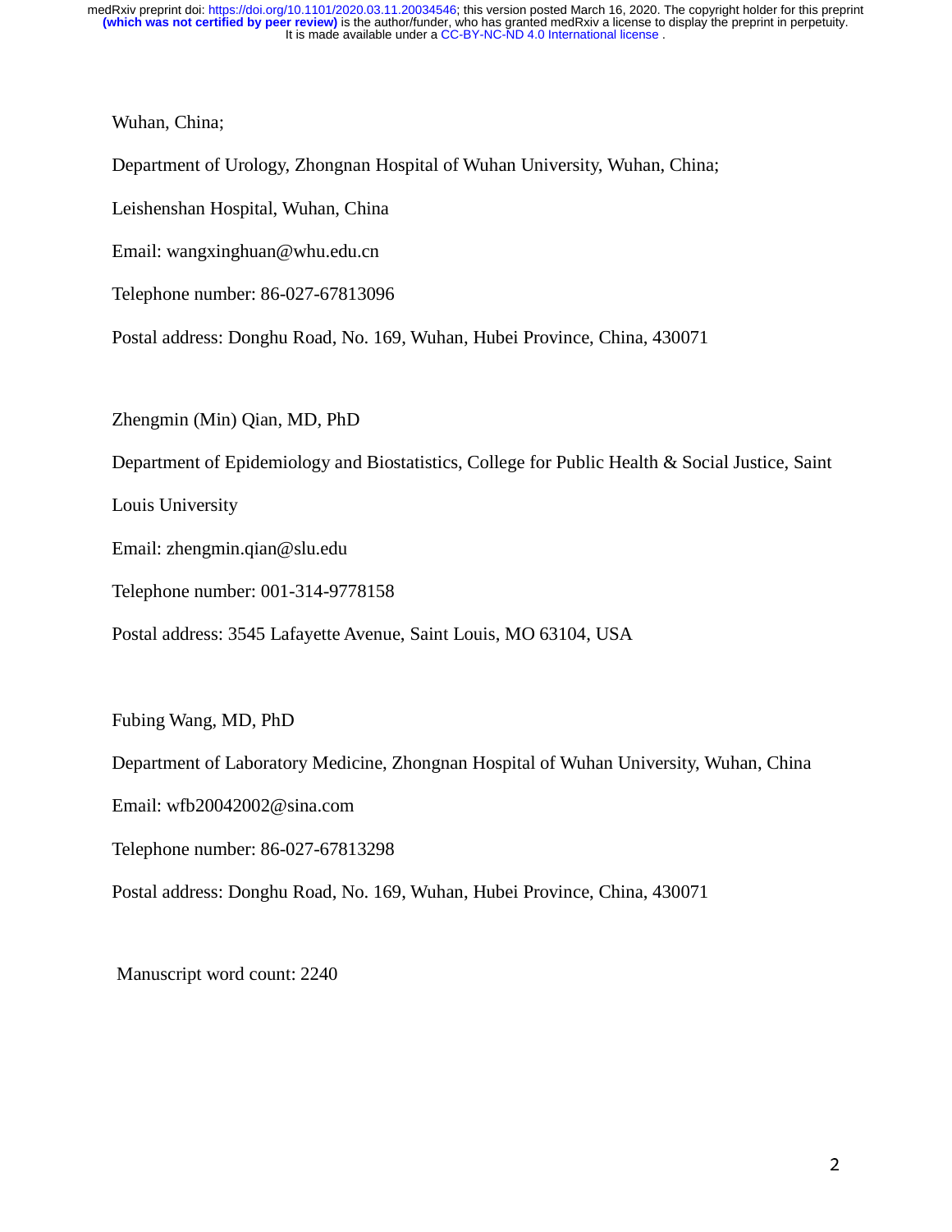Wuhan, China;

Department of Urology, Zhongnan Hospital of Wuhan University, Wuhan, China;

Leishenshan Hospital, Wuhan, China

Email: wangxinghuan@whu.edu.cn

Telephone number: 86-027-67813096

Postal address: Donghu Road, No. 169, Wuhan, Hubei Province, China, 430071

Zhengmin (Min) Qian, MD, PhD

Department of Epidemiology and Biostatistics, College for Public Health & Social Justice, Saint Louis University

Email: zhengmin.qian@slu.edu

Telephone number: 001-314-9778158

Postal address: 3545 Lafayette Avenue, Saint Louis, MO 63104, USA

Fubing Wang, MD, PhD

Department of Laboratory Medicine, Zhongnan Hospital of Wuhan University, Wuhan, China

Email: wfb20042002@sina.com

Telephone number: 86-027-67813298

Postal address: Donghu Road, No. 169, Wuhan, Hubei Province, China, 430071

Manuscript word count: 2240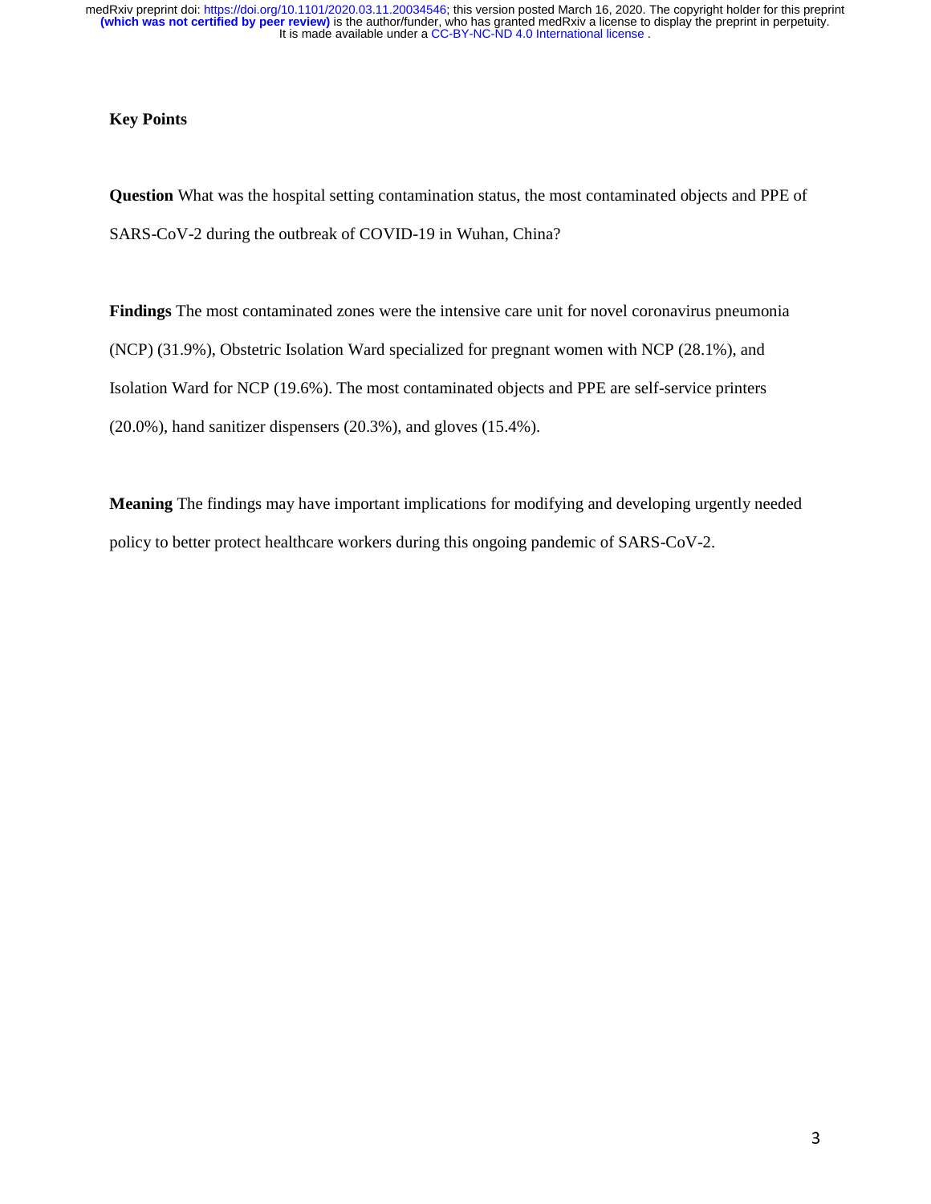**Key Points**

**Question** What was the hospital setting contamination status, the most contaminated objects and PPE of SARS-CoV-2 during the outbreak of COVID-19 in Wuhan, China?

**Findings** The most contaminated zones were the intensive care unit for novel coronavirus pneumonia (NCP) (31.9%), Obstetric Isolation Ward specialized for pregnant women with NCP (28.1%), and Isolation Ward for NCP (19.6%). The most contaminated objects and PPE are self-service printers (20.0%), hand sanitizer dispensers (20.3%), and gloves (15.4%).

**Meaning** The findings may have important implications for modifying and developing urgently needed policy to better protect healthcare workers during this ongoing pandemic of SARS-CoV-2.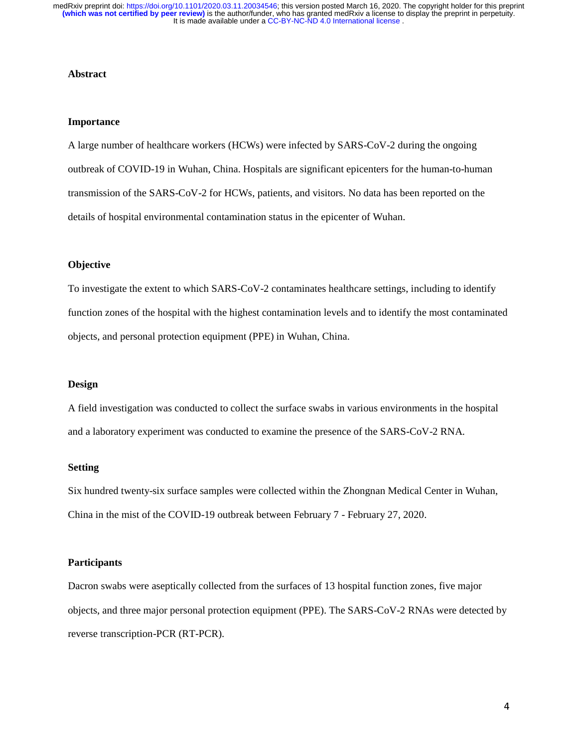## Abstract

### Importance

A large number of healthcare workers (HCWs) were infected by SARS-CoV-2 during the ongoing outbreak of COVID-19 in Wuhan, China. Hospitals are significant epicenters for the human-to-human transmission of the SARS-CoV-2 for HCWs, patients, and visitors. No data has been reported on the details of hospital environmental contamination status in the epicenter of Wuhan.

### Objective

To investigate the extent to which SARS-CoV-2 contaminates healthcare settings, including to identify function zones of the hospital with the highest contamination levels and to identify the most contaminated objects, and personal protection equipment (PPE) in Wuhan, China.

### Design

A field investigation was conducted to collect the surface swabs in various environments in the hospital and a laboratory experiment was conducted to examine the presence of the SARS-CoV-2 RNA.

### Setting

Six hundred twenty-six surface samples were collected within the Zhongnan Medical Center in Wuhan, China in the mist of the COVID-19 outbreak between February 7 - February 27, 2020.

### Participants

Dacron swabs were aseptically collected from the surfaces of 13 hospital function zones, five major objects, and three major personal protection equipment (PPE). The SARS-CoV-2 RNAs were detected by reverse transcription-PCR (RT-PCR).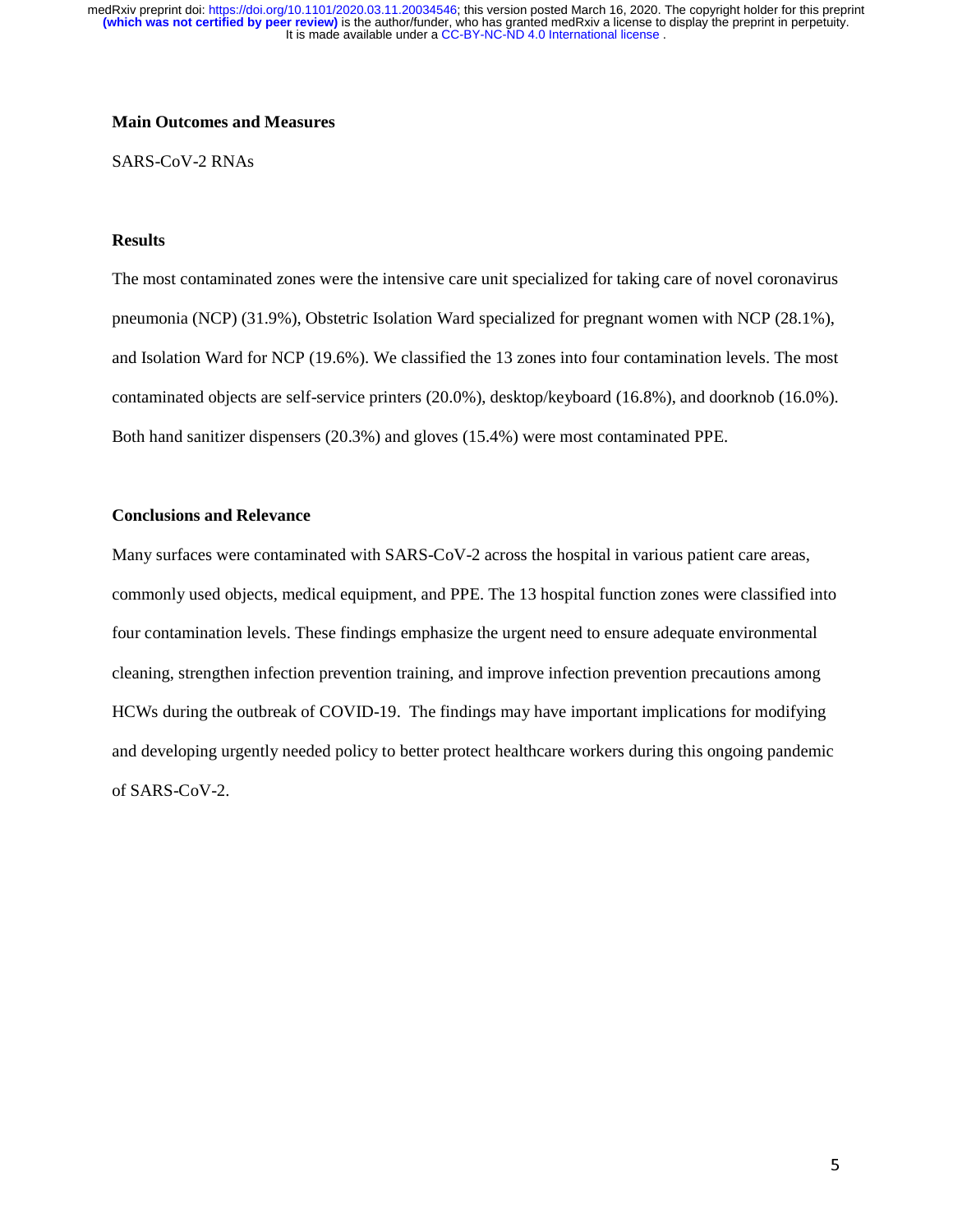**Main Outcomes and Measures**

SARS-CoV-2 RNAs

**Results**

The most contaminated zones were the intensive care unit specialized for taking care of novel coronavirus pneumonia (NCP) (31.9%), Obstetric Isolation Ward specialized for pregnant women with NCP (28.1%), and Isolation Ward for NCP (19.6%). We classified the 13 zones into four contamination levels. The most contaminated objects are self-service printers (20.0%), desktop/keyboard (16.8%), and doorknob (16.0%). Both hand sanitizer dispensers (20.3%) and gloves (15.4%) were most contaminated PPE.

**Conclusions and Relevance**

Many surfaces were contaminated with SARS-CoV-2 across the hospital in various patient care areas, commonly used objects, medical equipment, and PPE. The 13 hospital function zones were classified into four contamination levels. These findings emphasize the urgent need to ensure adequate environmental cleaning, strengthen infection prevention training, and improve infection prevention precautions among HCWs during the outbreak of COVID-19. The findings may have important implications for modifying and developing urgently needed policy to better protect healthcare workers during this ongoing pandemic of SARS-CoV-2.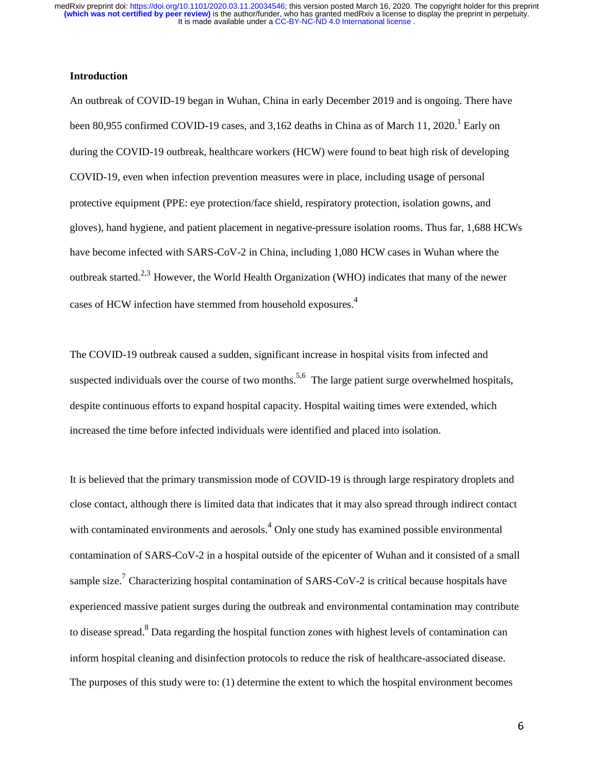## Introduction

An outbreak of COVID-19 began in Wuhan, China in early December 2019 and is ongoing. There have been 80,955 confirmed COVID-19 cases, and 3,162 deaths in China as of March 11, 2020.[1] Early on during the COVID-19 outbreak, healthcare workers (HCW) were found to beat high risk of developing COVID-19, even when infection prevention measures were in place, including usage of personal protective equipment (PPE: eye protection/face shield, respiratory protection, isolation gowns, and gloves), hand hygiene, and patient placement in negative-pressure isolation rooms. Thus far, 1,688 HCWs have become infected with SARS-CoV-2 in China, including 1,080 HCW cases in Wuhan where the outbreak started.[2,3] However, the World Health Organization (WHO) indicates that many of the newer cases of HCW infection have stemmed from household exposures.[4]

The COVID-19 outbreak caused a sudden, significant increase in hospital visits from infected and suspected individuals over the course of two months.[5,6] The large patient surge overwhelmed hospitals, despite continuous efforts to expand hospital capacity. Hospital waiting times were extended, which increased the time before infected individuals were identified and placed into isolation.

It is believed that the primary transmission mode of COVID-19 is through large respiratory droplets and close contact, although there is limited data that indicates that it may also spread through indirect contact with contaminated environments and aerosols.[4] Only one study has examined possible environmental contamination of SARS-CoV-2 in a hospital outside of the epicenter of Wuhan and it consisted of a small sample size.[7] Characterizing hospital contamination of SARS-CoV-2 is critical because hospitals have experienced massive patient surges during the outbreak and environmental contamination may contribute to disease spread.[8] Data regarding the hospital function zones with highest levels of contamination can inform hospital cleaning and disinfection protocols to reduce the risk of healthcare-associated disease. The purposes of this study were to: (1) determine the extent to which the hospital environment becomes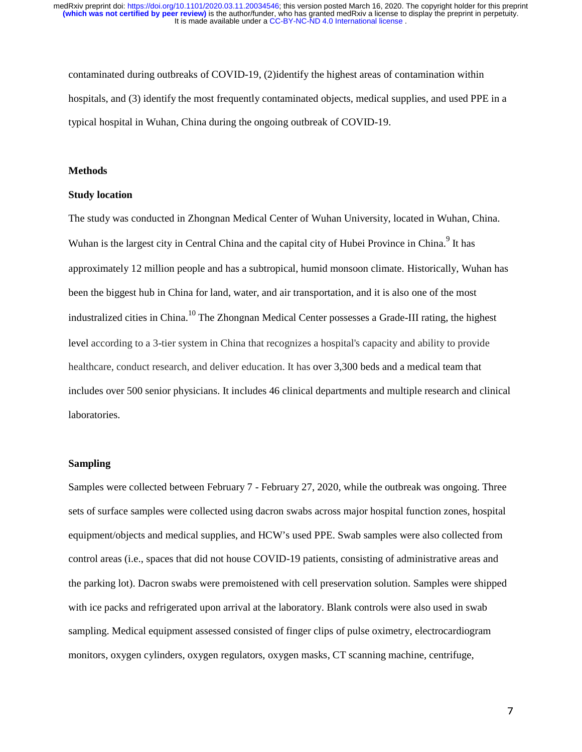contaminated during outbreaks of COVID-19, (2)identify the highest areas of contamination within hospitals, and (3) identify the most frequently contaminated objects, medical supplies, and used PPE in a typical hospital in Wuhan, China during the ongoing outbreak of COVID-19.

## Methods

### Study location

The study was conducted in Zhongnan Medical Center of Wuhan University, located in Wuhan, China. Wuhan is the largest city in Central China and the capital city of Hubei Province in China.[9] It has approximately 12 million people and has a subtropical, humid monsoon climate. Historically, Wuhan has been the biggest hub in China for land, water, and air transportation, and it is also one of the most industrialized cities in China.[10] The Zhongnan Medical Center possesses a Grade-III rating, the highest level according to a 3-tier system in China that recognizes a hospital's capacity and ability to provide healthcare, conduct research, and deliver education. It has over 3,300 beds and a medical team that includes over 500 senior physicians. It includes 46 clinical departments and multiple research and clinical laboratories.

### Sampling

Samples were collected between February 7 - February 27, 2020, while the outbreak was ongoing. Three sets of surface samples were collected using dacron swabs across major hospital function zones, hospital equipment/objects and medical supplies, and HCW's used PPE. Swab samples were also collected from control areas (i.e., spaces that did not house COVID-19 patients, consisting of administrative areas and the parking lot). Dacron swabs were premoistened with cell preservation solution. Samples were shipped with ice packs and refrigerated upon arrival at the laboratory. Blank controls were also used in swab sampling. Medical equipment assessed consisted of finger clips of pulse oximetry, electrocardiogram monitors, oxygen cylinders, oxygen regulators, oxygen masks, CT scanning machine, centrifuge,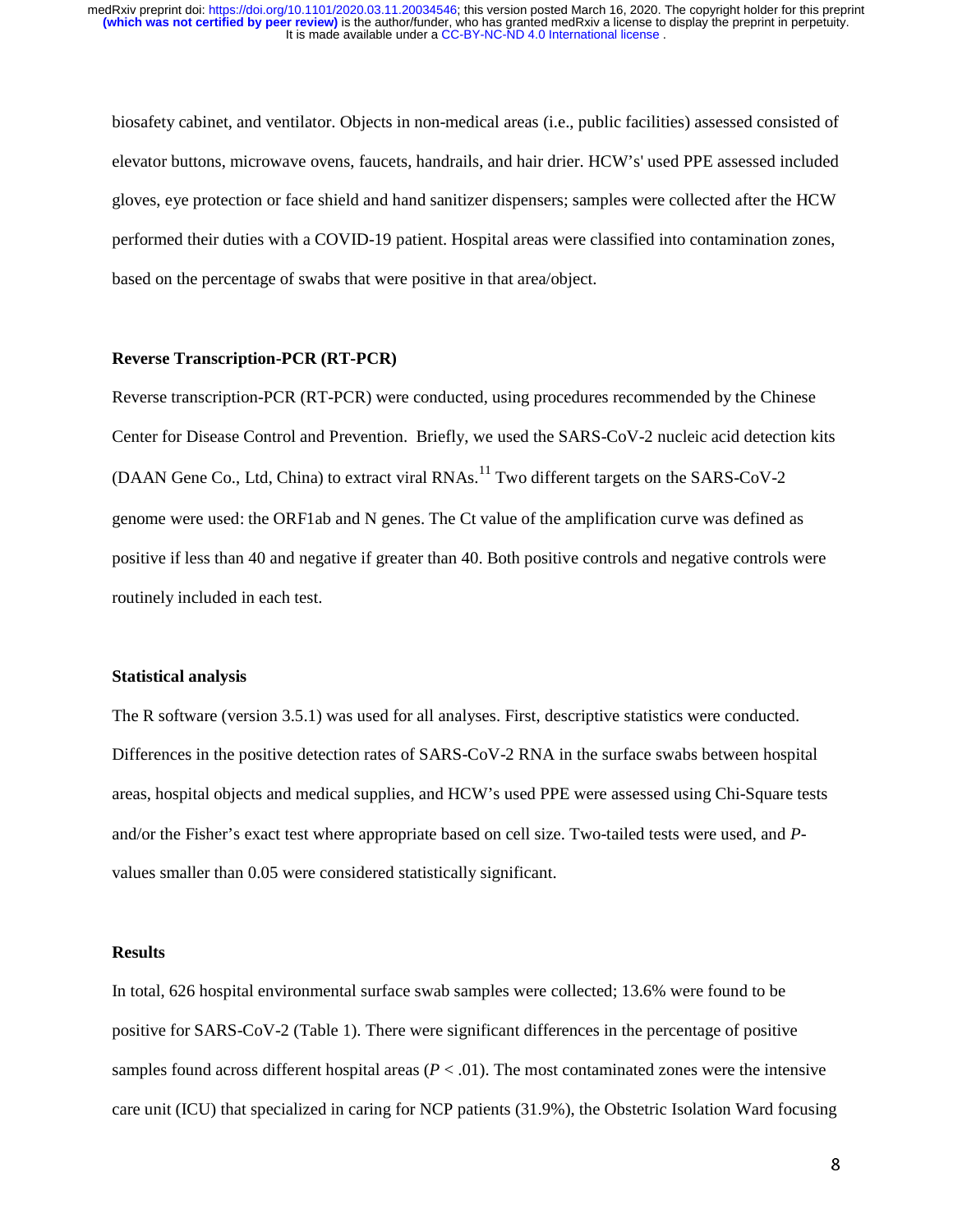biosafety cabinet, and ventilator. Objects in non-medical areas (i.e., public facilities) assessed consisted of elevator buttons, microwave ovens, faucets, handrails, and hair drier. HCW's' used PPE assessed included gloves, eye protection or face shield and hand sanitizer dispensers; samples were collected after the HCW performed their duties with a COVID-19 patient. Hospital areas were classified into contamination zones, based on the percentage of swabs that were positive in that area/object.

## Reverse Transcription-PCR (RT-PCR)

Reverse transcription-PCR (RT-PCR) were conducted, using procedures recommended by the Chinese Center for Disease Control and Prevention. Briefly, we used the SARS-CoV-2 nucleic acid detection kits (DAAN Gene Co., Ltd, China) to extract viral RNAs.[11] Two different targets on the SARS-CoV-2 genome were used: the ORF1ab and N genes. The Ct value of the amplification curve was defined as positive if less than 40 and negative if greater than 40. Both positive controls and negative controls were routinely included in each test.

## Statistical analysis

The R software (version 3.5.1) was used for all analyses. First, descriptive statistics were conducted. Differences in the positive detection rates of SARS-CoV-2 RNA in the surface swabs between hospital areas, hospital objects and medical supplies, and HCW's used PPE were assessed using Chi-Square tests and/or the Fisher's exact test where appropriate based on cell size. Two-tailed tests were used, and *P*-values smaller than 0.05 were considered statistically significant.

## Results

In total, 626 hospital environmental surface swab samples were collected; 13.6% were found to be positive for SARS-CoV-2 (Table 1). There were significant differences in the percentage of positive samples found across different hospital areas ($P < .01$). The most contaminated zones were the intensive care unit (ICU) that specialized in caring for NCP patients (31.9%), the Obstetric Isolation Ward focusing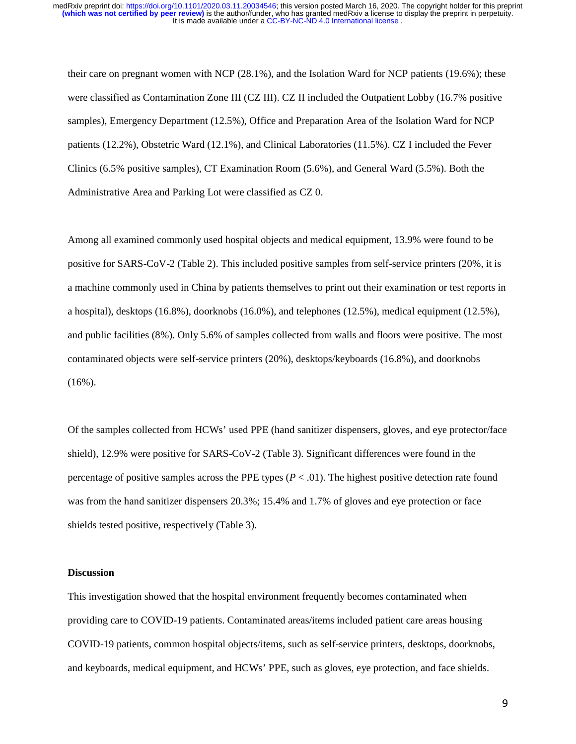their care on pregnant women with NCP (28.1%), and the Isolation Ward for NCP patients (19.6%); these were classified as Contamination Zone III (CZ III). CZ II included the Outpatient Lobby (16.7% positive samples), Emergency Department (12.5%), Office and Preparation Area of the Isolation Ward for NCP patients (12.2%), Obstetric Ward (12.1%), and Clinical Laboratories (11.5%). CZ I included the Fever Clinics (6.5% positive samples), CT Examination Room (5.6%), and General Ward (5.5%). Both the Administrative Area and Parking Lot were classified as CZ 0.

Among all examined commonly used hospital objects and medical equipment, 13.9% were found to be positive for SARS-CoV-2 (Table 2). This included positive samples from self-service printers (20%, it is a machine commonly used in China by patients themselves to print out their examination or test reports in a hospital), desktops (16.8%), doorknobs (16.0%), and telephones (12.5%), medical equipment (12.5%), and public facilities (8%). Only 5.6% of samples collected from walls and floors were positive. The most contaminated objects were self-service printers (20%), desktops/keyboards (16.8%), and doorknobs (16%).

Of the samples collected from HCWs' used PPE (hand sanitizer dispensers, gloves, and eye protector/face shield), 12.9% were positive for SARS-CoV-2 (Table 3). Significant differences were found in the percentage of positive samples across the PPE types ($P < .01$). The highest positive detection rate found was from the hand sanitizer dispensers 20.3%; 15.4% and 1.7% of gloves and eye protection or face shields tested positive, respectively (Table 3).

## Discussion

This investigation showed that the hospital environment frequently becomes contaminated when providing care to COVID-19 patients. Contaminated areas/items included patient care areas housing COVID-19 patients, common hospital objects/items, such as self-service printers, desktops, doorknobs, and keyboards, medical equipment, and HCWs' PPE, such as gloves, eye protection, and face shields.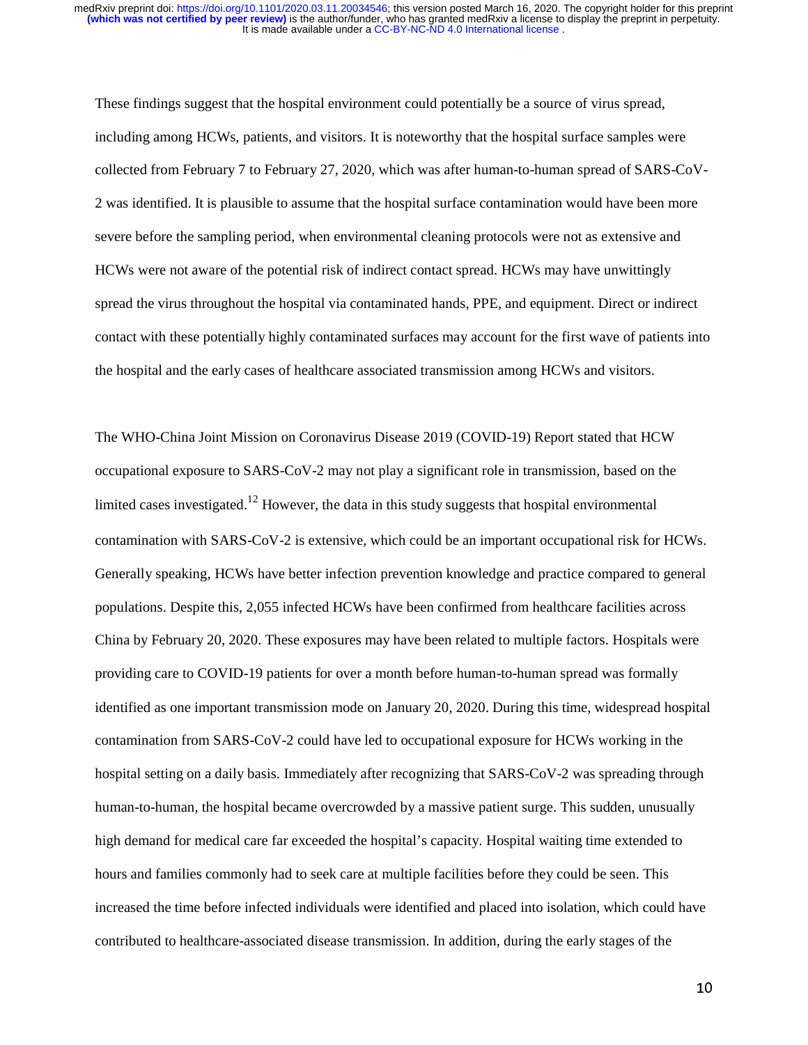These findings suggest that the hospital environment could potentially be a source of virus spread, including among HCWs, patients, and visitors. It is noteworthy that the hospital surface samples were collected from February 7 to February 27, 2020, which was after human-to-human spread of SARS-CoV-2 was identified. It is plausible to assume that the hospital surface contamination would have been more severe before the sampling period, when environmental cleaning protocols were not as extensive and HCWs were not aware of the potential risk of indirect contact spread. HCWs may have unwittingly spread the virus throughout the hospital via contaminated hands, PPE, and equipment. Direct or indirect contact with these potentially highly contaminated surfaces may account for the first wave of patients into the hospital and the early cases of healthcare associated transmission among HCWs and visitors.

The WHO-China Joint Mission on Coronavirus Disease 2019 (COVID-19) Report stated that HCW occupational exposure to SARS-CoV-2 may not play a significant role in transmission, based on the limited cases investigated.[12] However, the data in this study suggests that hospital environmental contamination with SARS-CoV-2 is extensive, which could be an important occupational risk for HCWs. Generally speaking, HCWs have better infection prevention knowledge and practice compared to general populations. Despite this, 2,055 infected HCWs have been confirmed from healthcare facilities across China by February 20, 2020. These exposures may have been related to multiple factors. Hospitals were providing care to COVID-19 patients for over a month before human-to-human spread was formally identified as one important transmission mode on January 20, 2020. During this time, widespread hospital contamination from SARS-CoV-2 could have led to occupational exposure for HCWs working in the hospital setting on a daily basis. Immediately after recognizing that SARS-CoV-2 was spreading through human-to-human, the hospital became overcrowded by a massive patient surge. This sudden, unusually high demand for medical care far exceeded the hospital's capacity. Hospital waiting time extended to hours and families commonly had to seek care at multiple facilities before they could be seen. This increased the time before infected individuals were identified and placed into isolation, which could have contributed to healthcare-associated disease transmission. In addition, during the early stages of the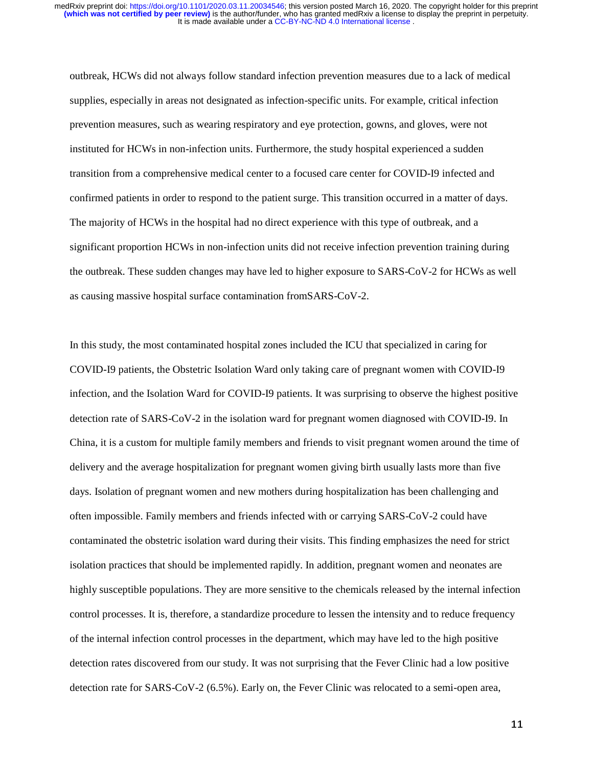outbreak, HCWs did not always follow standard infection prevention measures due to a lack of medical supplies, especially in areas not designated as infection-specific units. For example, critical infection prevention measures, such as wearing respiratory and eye protection, gowns, and gloves, were not instituted for HCWs in non-infection units. Furthermore, the study hospital experienced a sudden transition from a comprehensive medical center to a focused care center for COVID-I9 infected and confirmed patients in order to respond to the patient surge. This transition occurred in a matter of days. The majority of HCWs in the hospital had no direct experience with this type of outbreak, and a significant proportion HCWs in non-infection units did not receive infection prevention training during the outbreak. These sudden changes may have led to higher exposure to SARS-CoV-2 for HCWs as well as causing massive hospital surface contamination fromSARS-CoV-2.

In this study, the most contaminated hospital zones included the ICU that specialized in caring for COVID-I9 patients, the Obstetric Isolation Ward only taking care of pregnant women with COVID-I9 infection, and the Isolation Ward for COVID-I9 patients. It was surprising to observe the highest positive detection rate of SARS-CoV-2 in the isolation ward for pregnant women diagnosed with COVID-I9. In China, it is a custom for multiple family members and friends to visit pregnant women around the time of delivery and the average hospitalization for pregnant women giving birth usually lasts more than five days. Isolation of pregnant women and new mothers during hospitalization has been challenging and often impossible. Family members and friends infected with or carrying SARS-CoV-2 could have contaminated the obstetric isolation ward during their visits. This finding emphasizes the need for strict isolation practices that should be implemented rapidly. In addition, pregnant women and neonates are highly susceptible populations. They are more sensitive to the chemicals released by the internal infection control processes. It is, therefore, a standardize procedure to lessen the intensity and to reduce frequency of the internal infection control processes in the department, which may have led to the high positive detection rates discovered from our study. It was not surprising that the Fever Clinic had a low positive detection rate for SARS-CoV-2 (6.5%). Early on, the Fever Clinic was relocated to a semi-open area,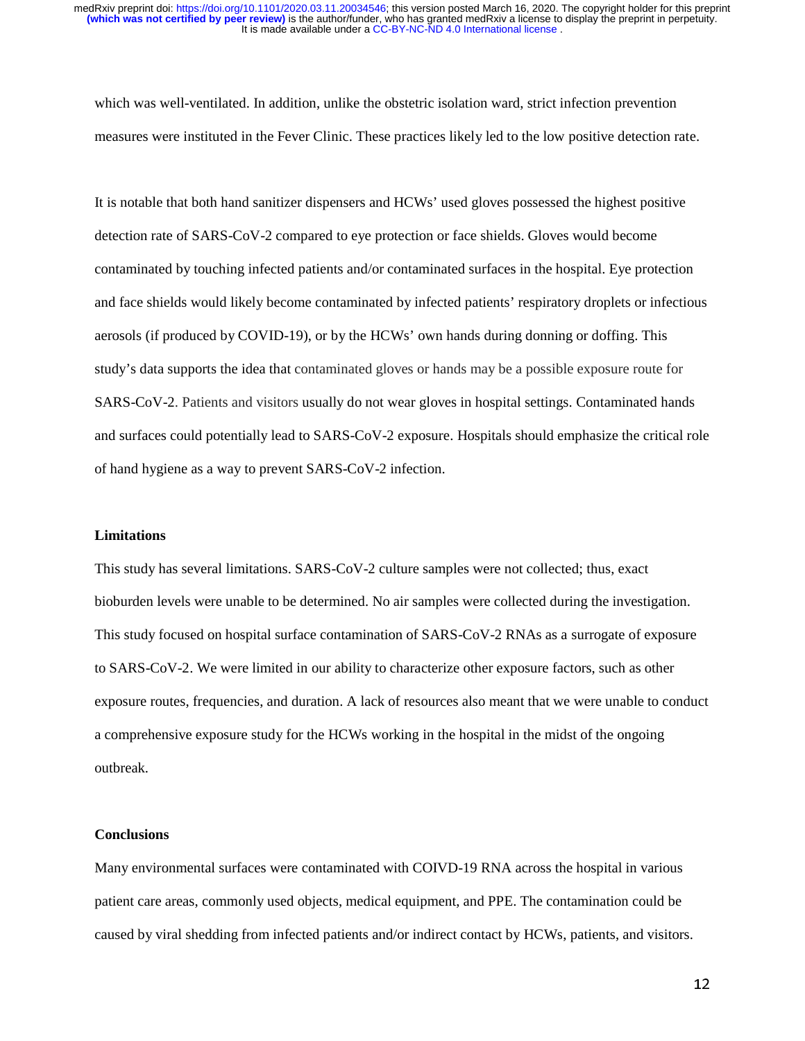which was well-ventilated. In addition, unlike the obstetric isolation ward, strict infection prevention measures were instituted in the Fever Clinic. These practices likely led to the low positive detection rate.

It is notable that both hand sanitizer dispensers and HCWs' used gloves possessed the highest positive detection rate of SARS-CoV-2 compared to eye protection or face shields. Gloves would become contaminated by touching infected patients and/or contaminated surfaces in the hospital. Eye protection and face shields would likely become contaminated by infected patients' respiratory droplets or infectious aerosols (if produced by COVID-19), or by the HCWs' own hands during donning or doffing. This study's data supports the idea that contaminated gloves or hands may be a possible exposure route for SARS-CoV-2. Patients and visitors usually do not wear gloves in hospital settings. Contaminated hands and surfaces could potentially lead to SARS-CoV-2 exposure. Hospitals should emphasize the critical role of hand hygiene as a way to prevent SARS-CoV-2 infection.

## Limitations

This study has several limitations. SARS-CoV-2 culture samples were not collected; thus, exact bioburden levels were unable to be determined. No air samples were collected during the investigation. This study focused on hospital surface contamination of SARS-CoV-2 RNAs as a surrogate of exposure to SARS-CoV-2. We were limited in our ability to characterize other exposure factors, such as other exposure routes, frequencies, and duration. A lack of resources also meant that we were unable to conduct a comprehensive exposure study for the HCWs working in the hospital in the midst of the ongoing outbreak.

## Conclusions

Many environmental surfaces were contaminated with COIVD-19 RNA across the hospital in various patient care areas, commonly used objects, medical equipment, and PPE. The contamination could be caused by viral shedding from infected patients and/or indirect contact by HCWs, patients, and visitors.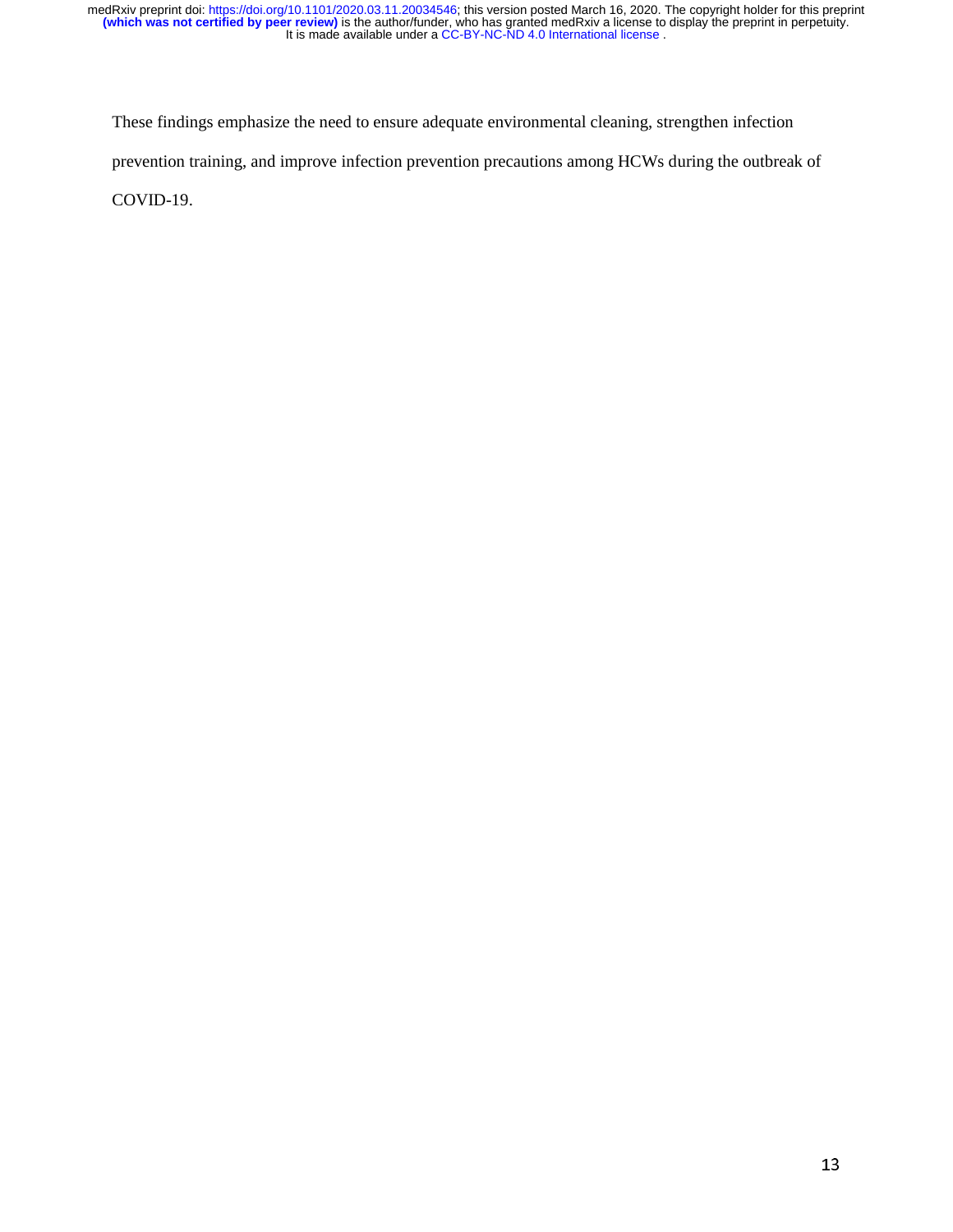These findings emphasize the need to ensure adequate environmental cleaning, strengthen infection prevention training, and improve infection prevention precautions among HCWs during the outbreak of COVID-19.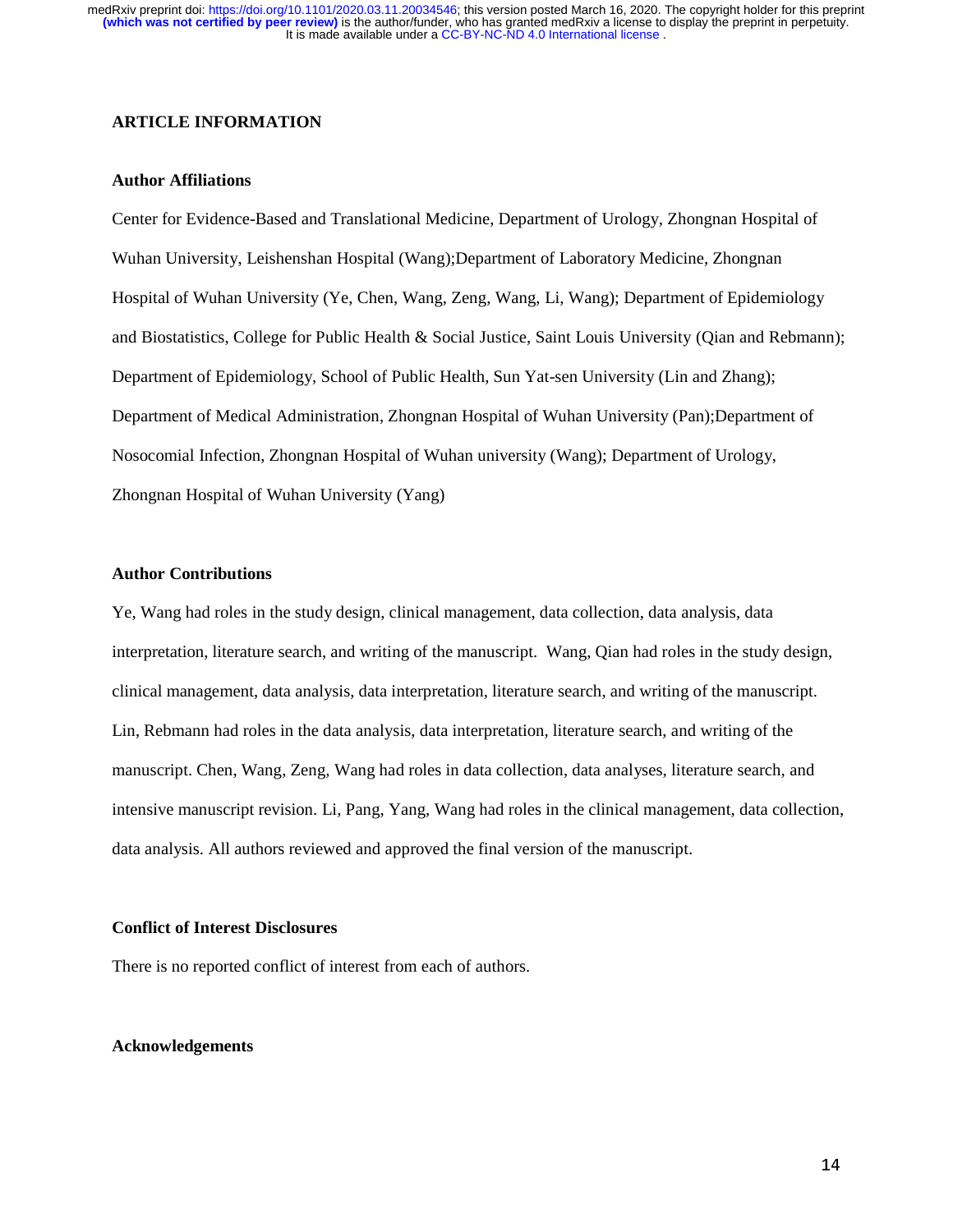## ARTICLE INFORMATION

### Author Affiliations

Center for Evidence-Based and Translational Medicine, Department of Urology, Zhongnan Hospital of Wuhan University, Leishenshan Hospital (Wang);Department of Laboratory Medicine, Zhongnan Hospital of Wuhan University (Ye, Chen, Wang, Zeng, Wang, Li, Wang); Department of Epidemiology and Biostatistics, College for Public Health & Social Justice, Saint Louis University (Qian and Rebmann); Department of Epidemiology, School of Public Health, Sun Yat-sen University (Lin and Zhang); Department of Medical Administration, Zhongnan Hospital of Wuhan University (Pan);Department of Nosocomial Infection, Zhongnan Hospital of Wuhan university (Wang); Department of Urology, Zhongnan Hospital of Wuhan University (Yang)

### Author Contributions

Ye, Wang had roles in the study design, clinical management, data collection, data analysis, data interpretation, literature search, and writing of the manuscript. Wang, Qian had roles in the study design, clinical management, data analysis, data interpretation, literature search, and writing of the manuscript. Lin, Rebmann had roles in the data analysis, data interpretation, literature search, and writing of the manuscript. Chen, Wang, Zeng, Wang had roles in data collection, data analyses, literature search, and intensive manuscript revision. Li, Pang, Yang, Wang had roles in the clinical management, data collection, data analysis. All authors reviewed and approved the final version of the manuscript.

### Conflict of Interest Disclosures

There is no reported conflict of interest from each of authors.

### Acknowledgements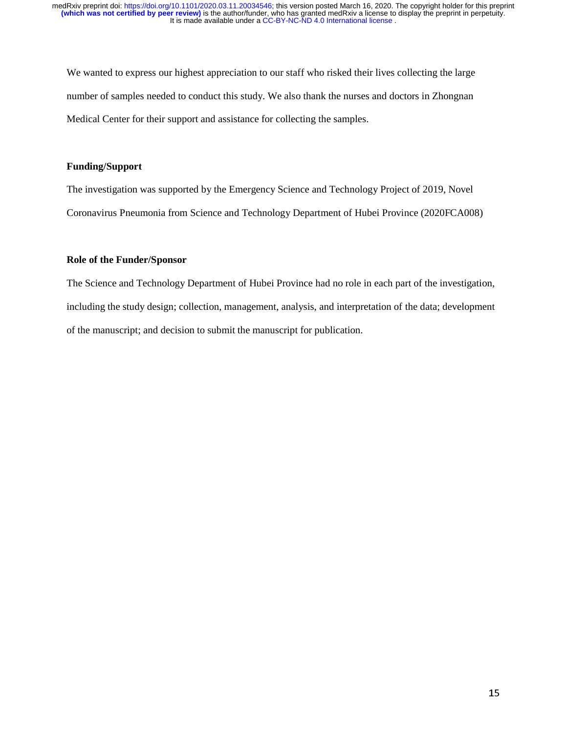We wanted to express our highest appreciation to our staff who risked their lives collecting the large number of samples needed to conduct this study. We also thank the nurses and doctors in Zhongnan Medical Center for their support and assistance for collecting the samples.

**Funding/Support**

The investigation was supported by the Emergency Science and Technology Project of 2019, Novel Coronavirus Pneumonia from Science and Technology Department of Hubei Province (2020FCA008)

**Role of the Funder/Sponsor**

The Science and Technology Department of Hubei Province had no role in each part of the investigation, including the study design; collection, management, analysis, and interpretation of the data; development of the manuscript; and decision to submit the manuscript for publication.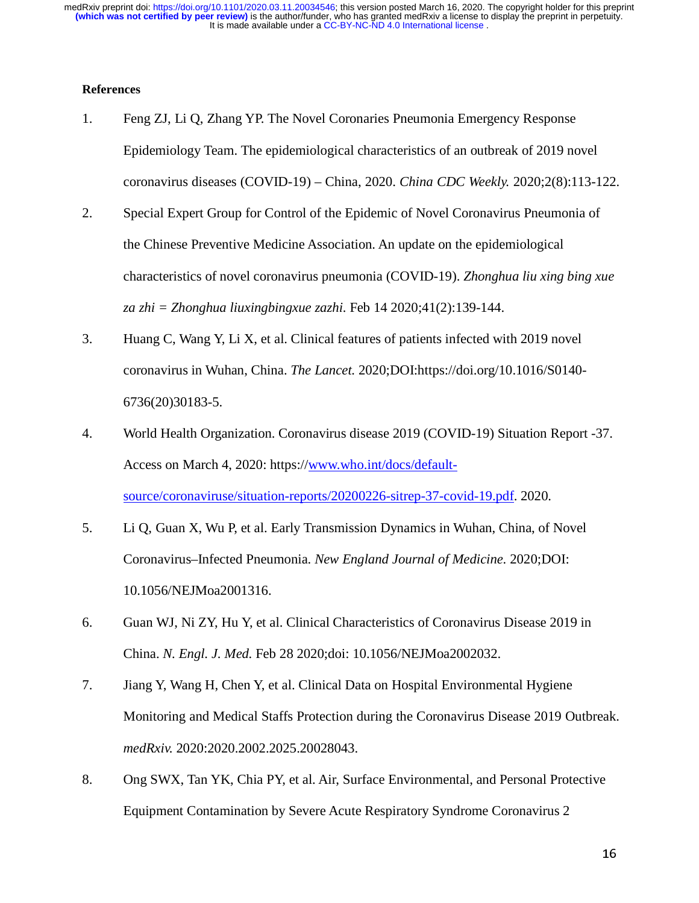**References**

1. Feng ZJ, Li Q, Zhang YP. The Novel Coronaries Pneumonia Emergency Response Epidemiology Team. The epidemiological characteristics of an outbreak of 2019 novel coronavirus diseases (COVID-19) – China, 2020. *China CDC Weekly.* 2020;2(8):113-122.
2. Special Expert Group for Control of the Epidemic of Novel Coronavirus Pneumonia of the Chinese Preventive Medicine Association. An update on the epidemiological characteristics of novel coronavirus pneumonia (COVID-19). *Zhonghua liu xing bing xue za zhi = Zhonghua liuxingbingxue zazhi.* Feb 14 2020;41(2):139-144.
3. Huang C, Wang Y, Li X, et al. Clinical features of patients infected with 2019 novel coronavirus in Wuhan, China. *The Lancet.* 2020;DOI:https://doi.org/10.1016/S0140-6736(20)30183-5.
4. World Health Organization. Coronavirus disease 2019 (COVID-19) Situation Report -37. Access on March 4, 2020: https://www.who.int/docs/default-source/coronaviruse/situation-reports/20200226-sitrep-37-covid-19.pdf. 2020.
5. Li Q, Guan X, Wu P, et al. Early Transmission Dynamics in Wuhan, China, of Novel Coronavirus–Infected Pneumonia. *New England Journal of Medicine.* 2020;DOI: 10.1056/NEJMoa2001316.
6. Guan WJ, Ni ZY, Hu Y, et al. Clinical Characteristics of Coronavirus Disease 2019 in China. *N. Engl. J. Med.* Feb 28 2020;doi: 10.1056/NEJMoa2002032.
7. Jiang Y, Wang H, Chen Y, et al. Clinical Data on Hospital Environmental Hygiene Monitoring and Medical Staffs Protection during the Coronavirus Disease 2019 Outbreak. *medRxiv.* 2020:2020.2002.2025.20028043.
8. Ong SWX, Tan YK, Chia PY, et al. Air, Surface Environmental, and Personal Protective Equipment Contamination by Severe Acute Respiratory Syndrome Coronavirus 2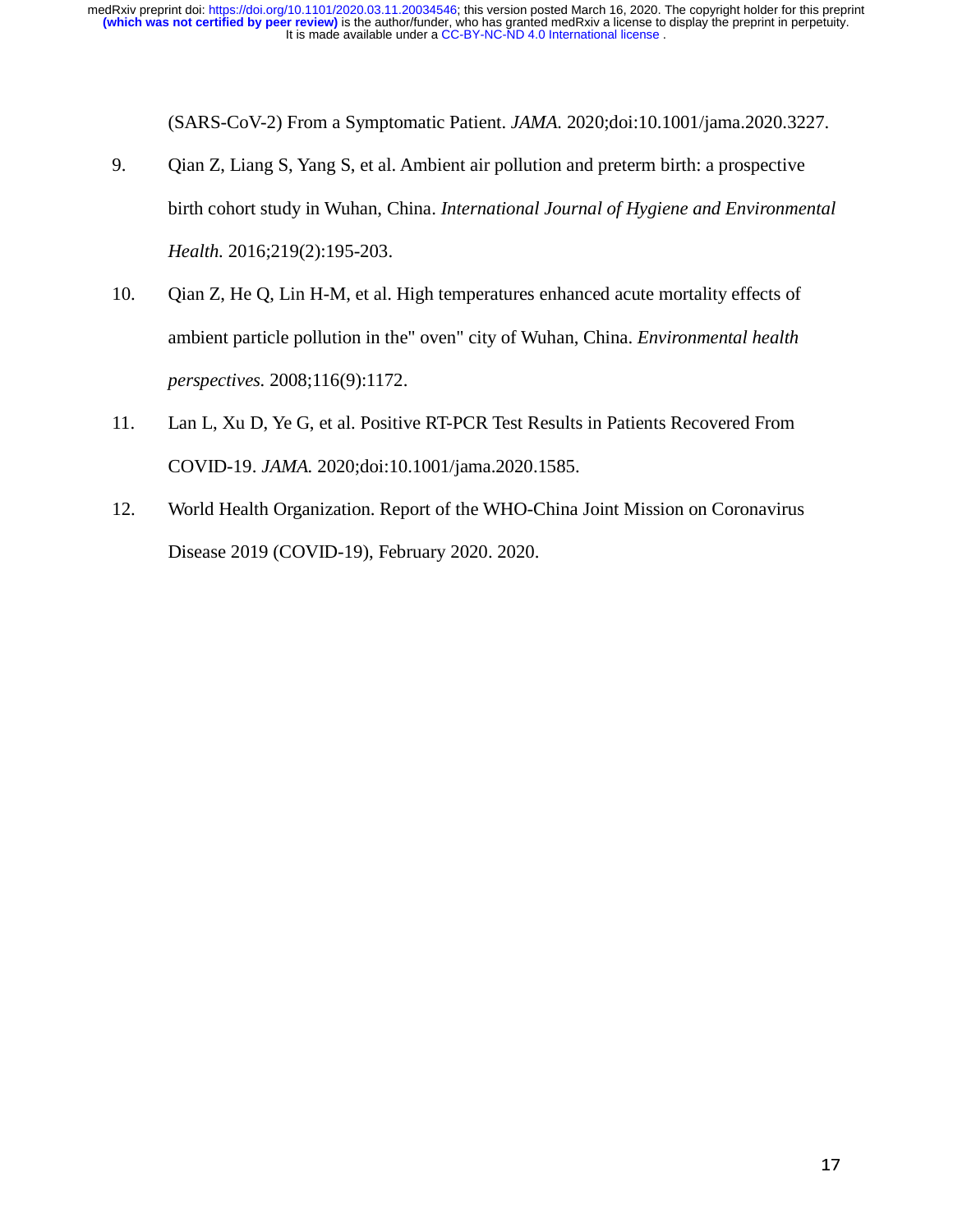(SARS-CoV-2) From a Symptomatic Patient. *JAMA.* 2020;doi:10.1001/jama.2020.3227.

9. Qian Z, Liang S, Yang S, et al. Ambient air pollution and preterm birth: a prospective birth cohort study in Wuhan, China. *International Journal of Hygiene and Environmental Health.* 2016;219(2):195-203.

10. Qian Z, He Q, Lin H-M, et al. High temperatures enhanced acute mortality effects of ambient particle pollution in the" oven" city of Wuhan, China. *Environmental health perspectives.* 2008;116(9):1172.

11. Lan L, Xu D, Ye G, et al. Positive RT-PCR Test Results in Patients Recovered From COVID-19. *JAMA.* 2020;doi:10.1001/jama.2020.1585.

12. World Health Organization. Report of the WHO-China Joint Mission on Coronavirus Disease 2019 (COVID-19), February 2020. 2020.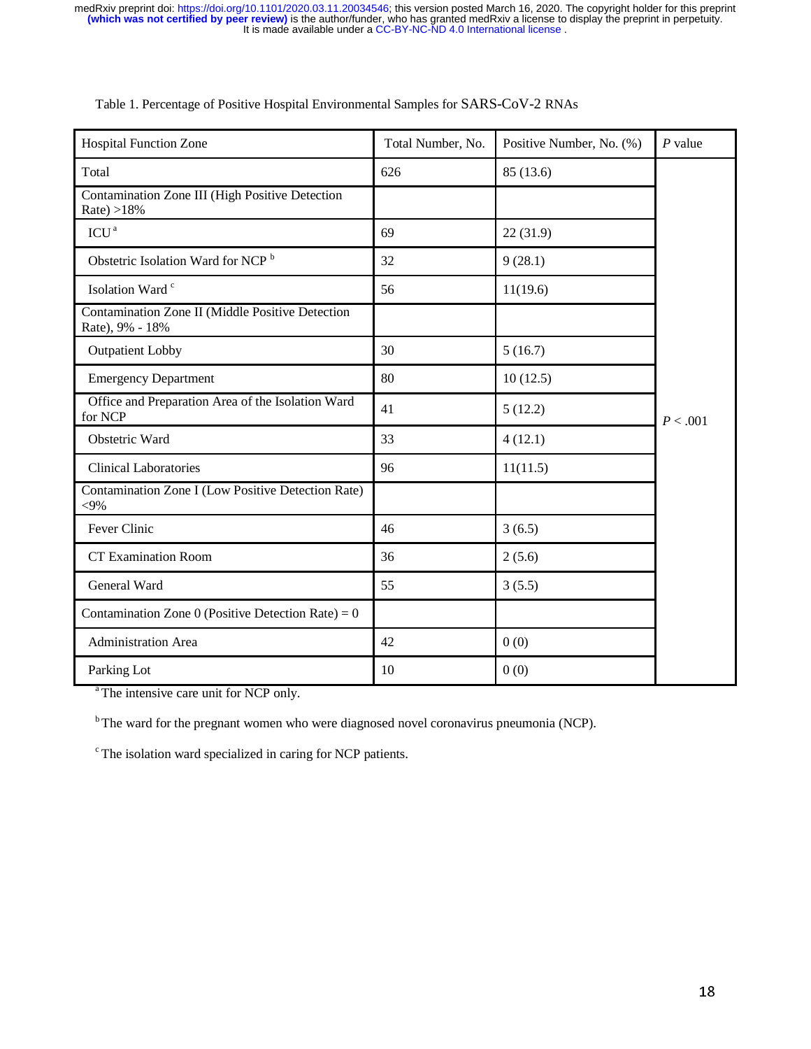Table 1. Percentage of Positive Hospital Environmental Samples for SARS-CoV-2 RNAs

| Hospital Function Zone | Total Number, No. | Positive Number, No. (%) | *P* value |
|---|---|---|---|
| Total | 626 | 85 (13.6) | $P < .001$ |
| Contamination Zone III (High Positive Detection Rate) >18% | | | |
| ICU [a] | 69 | 22 (31.9) | |
| Obstetric Isolation Ward for NCP [b] | 32 | 9 (28.1) | |
| Isolation Ward [c] | 56 | 11(19.6) | |
| Contamination Zone II (Middle Positive Detection Rate), 9% - 18% | | | |
| Outpatient Lobby | 30 | 5 (16.7) | |
| Emergency Department | 80 | 10 (12.5) | |
| Office and Preparation Area of the Isolation Ward for NCP | 41 | 5 (12.2) | |
| Obstetric Ward | 33 | 4 (12.1) | |
| Clinical Laboratories | 96 | 11(11.5) | |
| Contamination Zone I (Low Positive Detection Rate) <9% | | | |
| Fever Clinic | 46 | 3 (6.5) | |
| CT Examination Room | 36 | 2 (5.6) | |
| General Ward | 55 | 3 (5.5) | |
| Contamination Zone 0 (Positive Detection Rate) = 0 | | | |
| Administration Area | 42 | 0 (0) | |
| Parking Lot | 10 | 0 (0) | |

[a] The intensive care unit for NCP only.

[b] The ward for the pregnant women who were diagnosed novel coronavirus pneumonia (NCP).

[c] The isolation ward specialized in caring for NCP patients.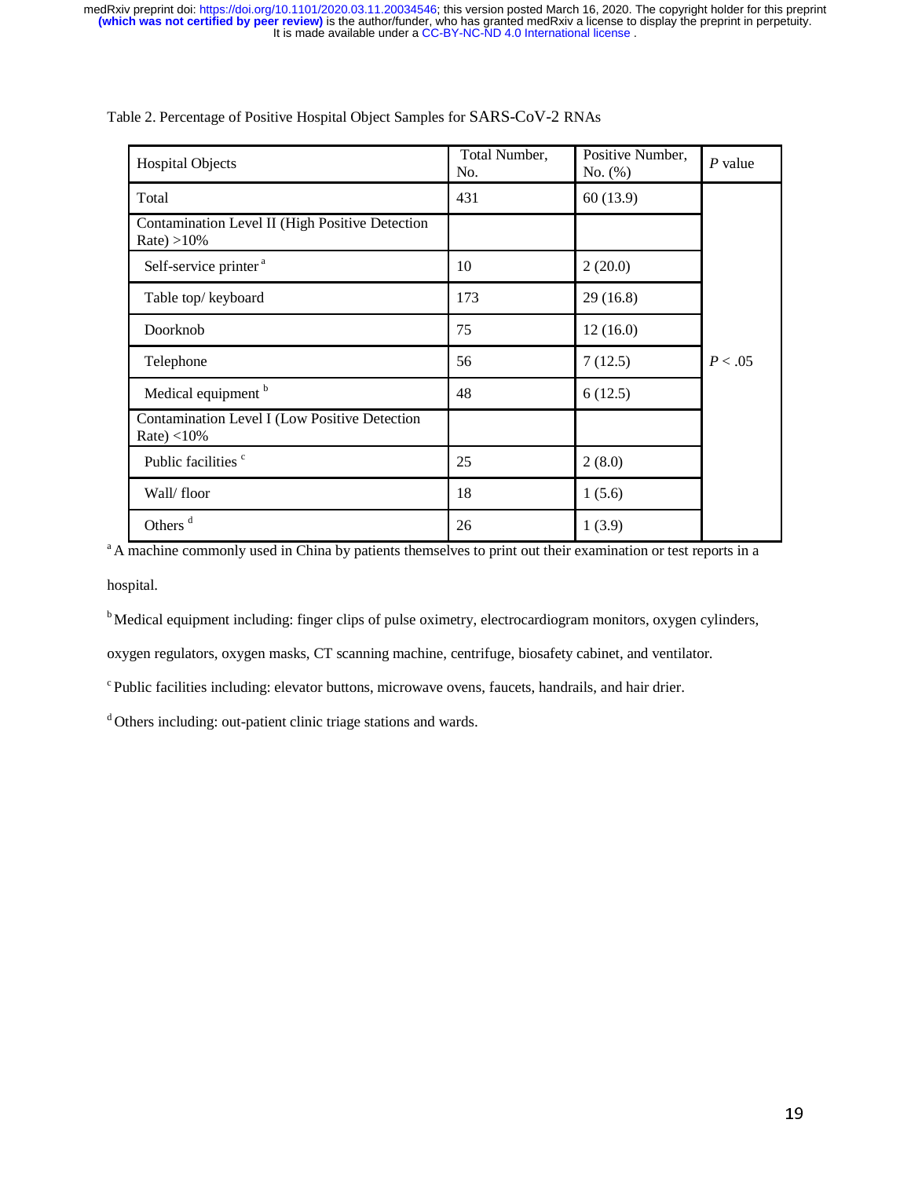Table 2. Percentage of Positive Hospital Object Samples for SARS-CoV-2 RNAs

| Hospital Objects | Total Number, No. | Positive Number, No. (%) | *P* value |
|---|---|---|---|
| Total | 431 | 60 (13.9) | $P < .05$ |
| Contamination Level II (High Positive Detection Rate) >10% | | | |
| Self-service printer [a] | 10 | 2 (20.0) | |
| Table top/ keyboard | 173 | 29 (16.8) | |
| Doorknob | 75 | 12 (16.0) | |
| Telephone | 56 | 7 (12.5) | |
| Medical equipment [b] | 48 | 6 (12.5) | |
| Contamination Level I (Low Positive Detection Rate) <10% | | | |
| Public facilities [c] | 25 | 2 (8.0) | |
| Wall/ floor | 18 | 1 (5.6) | |
| Others [d] | 26 | 1 (3.9) | |

[a] A machine commonly used in China by patients themselves to print out their examination or test reports in a hospital.

[b] Medical equipment including: finger clips of pulse oximetry, electrocardiogram monitors, oxygen cylinders, oxygen regulators, oxygen masks, CT scanning machine, centrifuge, biosafety cabinet, and ventilator.

[c] Public facilities including: elevator buttons, microwave ovens, faucets, handrails, and hair drier.

[d] Others including: out-patient clinic triage stations and wards.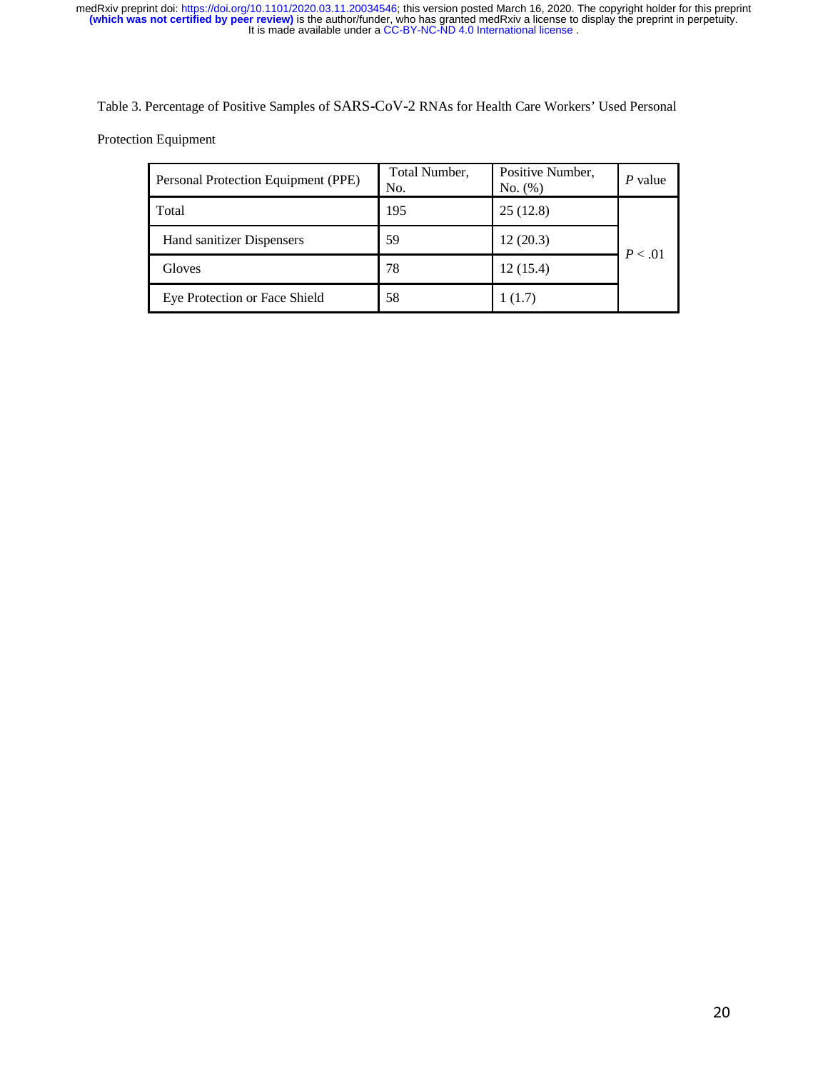Table 3. Percentage of Positive Samples of SARS-CoV-2 RNAs for Health Care Workers' Used Personal Protection Equipment

| Personal Protection Equipment (PPE) | Total Number, No. | Positive Number, No. (%) | *P* value |
| --- | --- | --- | --- |
| Total | 195 | 25 (12.8) | $P < .01$ |
| Hand sanitizer Dispensers | 59 | 12 (20.3) | |
| Gloves | 78 | 12 (15.4) | |
| Eye Protection or Face Shield | 58 | 1 (1.7) | |